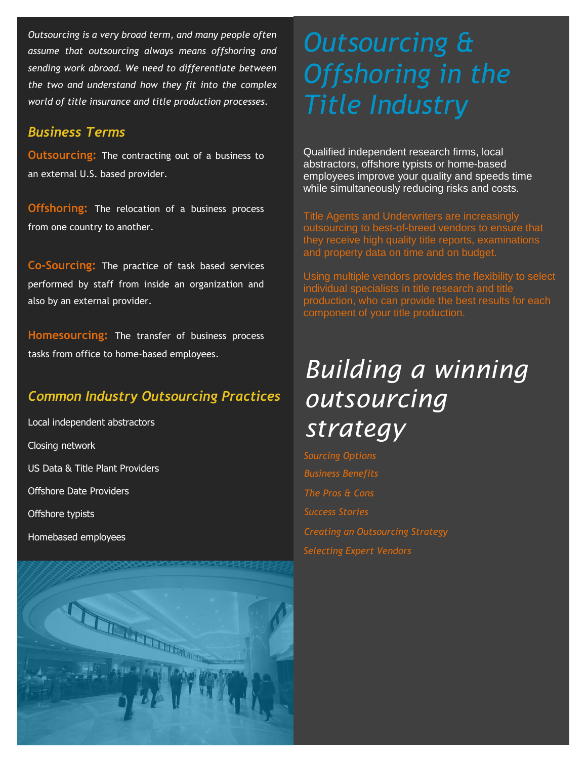# Outsourcing & Offshoring in the Title Industry

*Outsourcing is a very broad term, and many people often assume that outsourcing always means offshoring and sending work abroad. We need to differentiate between the two and understand how they fit into the complex world of title insurance and title production processes.*

## *Business Terms*

**Outsourcing:** The contracting out of a business to an external U.S. based provider.

**Offshoring:** The relocation of a business process from one country to another.

**Co-Sourcing:** The practice of task based services performed by staff from inside an organization and also by an external provider.

**Homesourcing:** The transfer of business process tasks from office to home-based employees.

## *Common Industry Outsourcing Practices*

Local independent abstractors

Closing network

US Data & Title Plant Providers

Offshore Date Providers

Offshore typists

Homebased employees

Qualified independent research firms, local abstractors, offshore typists or home-based employees improve your quality and speeds time while simultaneously reducing risks and costs.

Title Agents and Underwriters are increasingly outsourcing to best-of-breed vendors to ensure that they receive high quality title reports, examinations and property data on time and on budget.

Using multiple vendors provides the flexibility to select individual specialists in title research and title production, who can provide the best results for each component of your title production.

## *Building a winning outsourcing strategy*

*Sourcing Options*

*Business Benefits*

*The Pros & Cons*

*Success Stories*

*Creating an Outsourcing Strategy*

*Selecting Expert Vendors*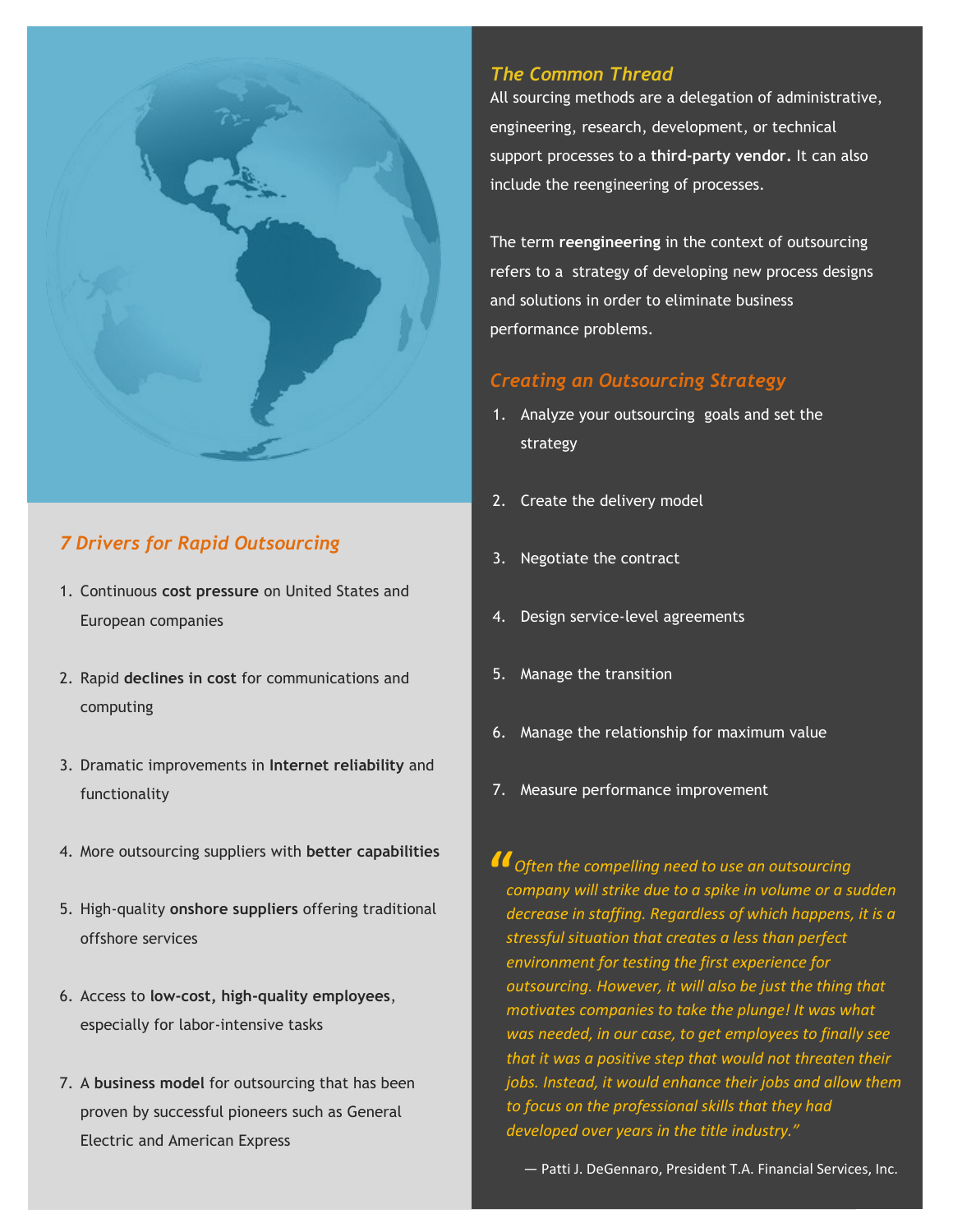## *7 Drivers for Rapid Outsourcing*

1. Continuous **cost pressure** on United States and European companies
2. Rapid **declines in cost** for communications and computing
3. Dramatic improvements in **Internet reliability** and functionality
4. More outsourcing suppliers with **better capabilities**
5. High-quality **onshore suppliers** offering traditional offshore services
6. Access to **low-cost, high-quality employees**, especially for labor-intensive tasks
7. A **business model** for outsourcing that has been proven by successful pioneers such as General Electric and American Express

## *The Common Thread*

All sourcing methods are a delegation of administrative, engineering, research, development, or technical support processes to a **third-party vendor.** It can also include the reengineering of processes.

The term **reengineering** in the context of outsourcing refers to a strategy of developing new process designs and solutions in order to eliminate business performance problems.

## *Creating an Outsourcing Strategy*

1. Analyze your outsourcing goals and set the strategy
2. Create the delivery model
3. Negotiate the contract
4. Design service-level agreements
5. Manage the transition
6. Manage the relationship for maximum value
7. Measure performance improvement

> *"Often the compelling need to use an outsourcing company will strike due to a spike in volume or a sudden decrease in staffing. Regardless of which happens, it is a stressful situation that creates a less than perfect environment for testing the first experience for outsourcing. However, it will also be just the thing that motivates companies to take the plunge! It was what was needed, in our case, to get employees to finally see that it was a positive step that would not threaten their jobs. Instead, it would enhance their jobs and allow them to focus on the professional skills that they had developed over years in the title industry."*
>
> — Patti J. DeGennaro, President T.A. Financial Services, Inc.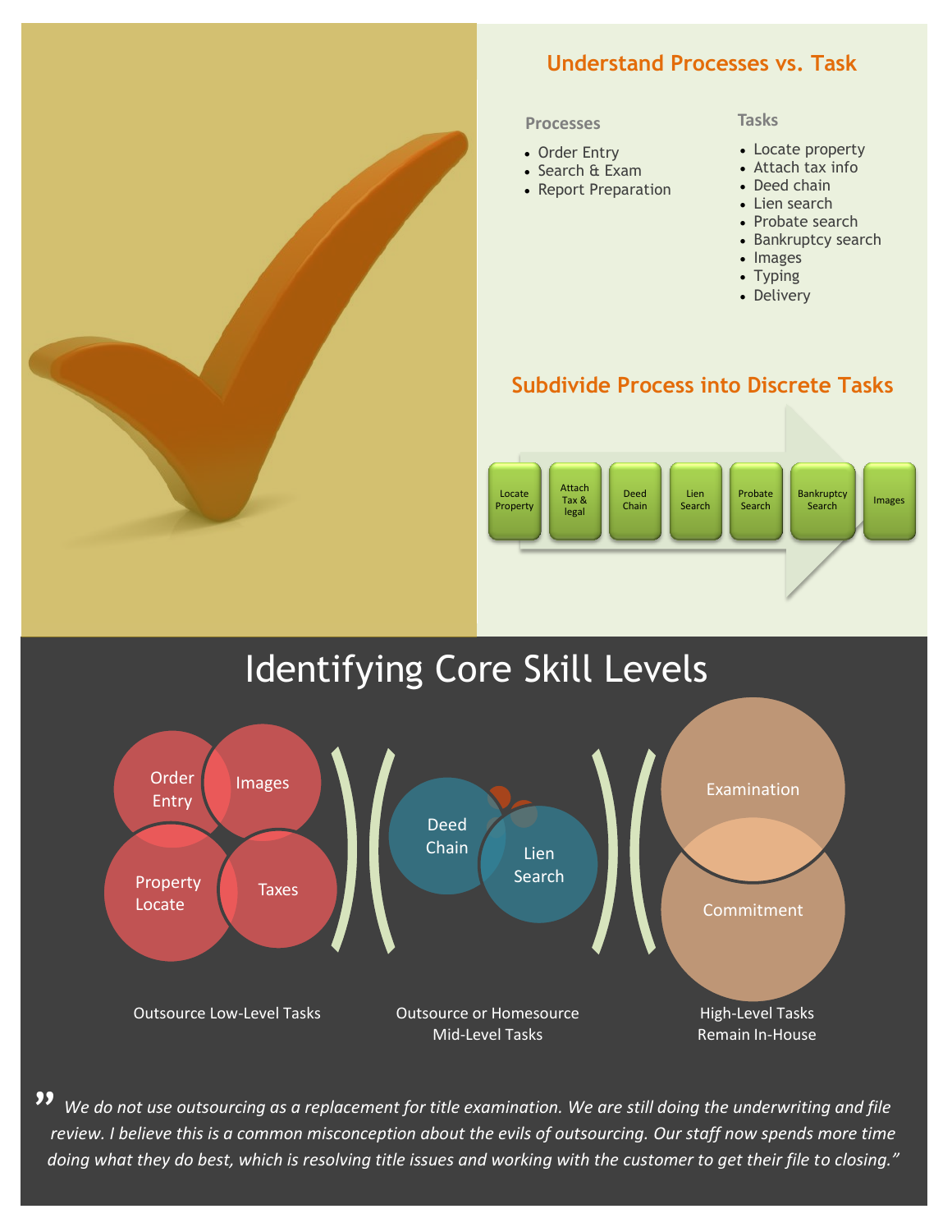## Understand Processes vs. Task

**Processes**

- Order Entry
- Search & Exam
- Report Preparation

**Tasks**

- Locate property
- Attach tax info
- Deed chain
- Lien search
- Probate search
- Bankruptcy search
- Images
- Typing
- Delivery

## Subdivide Process into Discrete Tasks

Locate Property → Attach Tax & legal → Deed Chain → Lien Search → Probate Search → Bankruptcy Search → Images

# Identifying Core Skill Levels

Order Entry, Images, Property Locate, Taxes

Outsource Low-Level Tasks

Deed Chain, Lien Search

Outsource or Homesource Mid-Level Tasks

Examination, Commitment

High-Level Tasks Remain In-House

*"We do not use outsourcing as a replacement for title examination. We are still doing the underwriting and file review. I believe this is a common misconception about the evils of outsourcing. Our staff now spends more time doing what they do best, which is resolving title issues and working with the customer to get their file to closing."*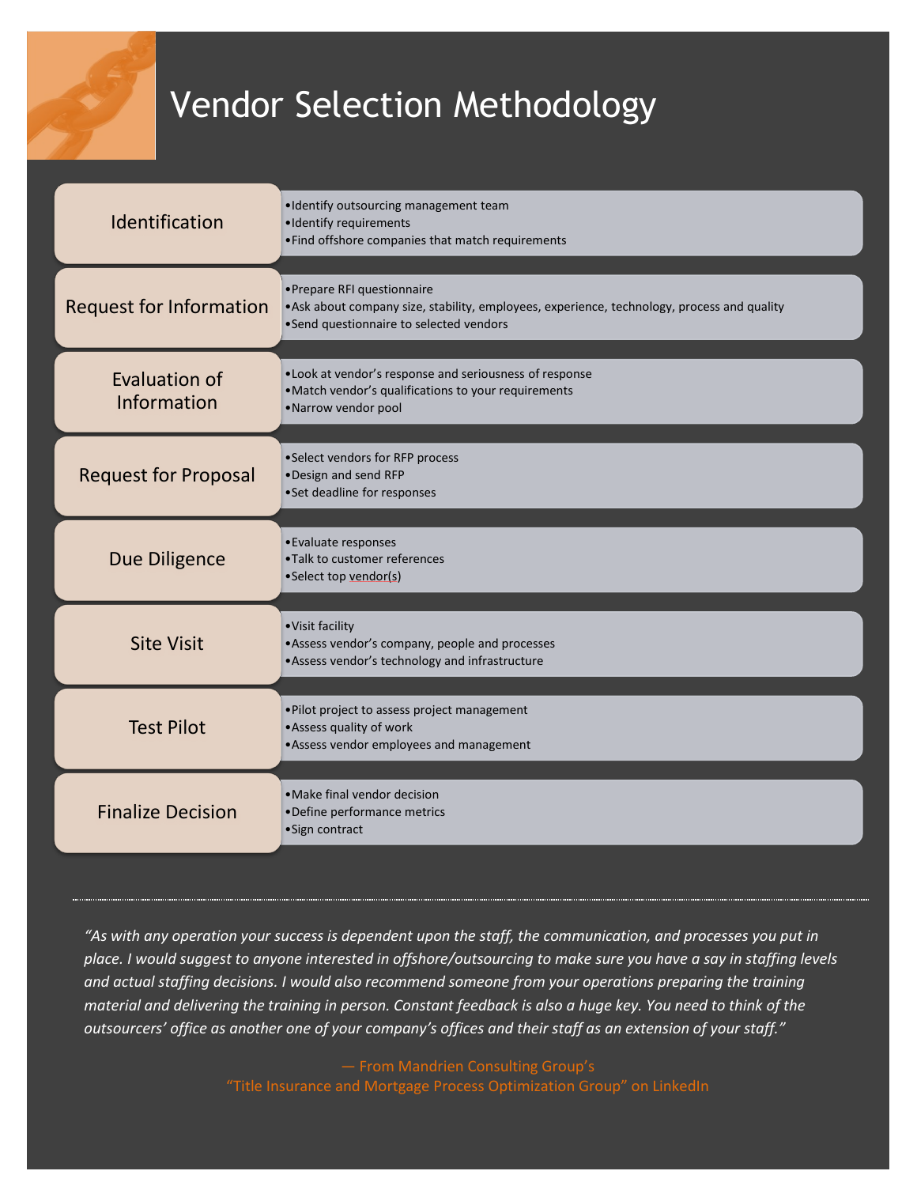# Vendor Selection Methodology

**Identification**
- Identify outsourcing management team
- Identify requirements
- Find offshore companies that match requirements

**Request for Information**
- Prepare RFI questionnaire
- Ask about company size, stability, employees, experience, technology, process and quality
- Send questionnaire to selected vendors

**Evaluation of Information**
- Look at vendor's response and seriousness of response
- Match vendor's qualifications to your requirements
- Narrow vendor pool

**Request for Proposal**
- Select vendors for RFP process
- Design and send RFP
- Set deadline for responses

**Due Diligence**
- Evaluate responses
- Talk to customer references
- Select top vendor(s)

**Site Visit**
- Visit facility
- Assess vendor's company, people and processes
- Assess vendor's technology and infrastructure

**Test Pilot**
- Pilot project to assess project management
- Assess quality of work
- Assess vendor employees and management

**Finalize Decision**
- Make final vendor decision
- Define performance metrics
- Sign contract

---

*"As with any operation your success is dependent upon the staff, the communication, and processes you put in place. I would suggest to anyone interested in offshore/outsourcing to make sure you have a say in staffing levels and actual staffing decisions. I would also recommend someone from your operations preparing the training material and delivering the training in person. Constant feedback is also a huge key. You need to think of the outsourcers' office as another one of your company's offices and their staff as an extension of your staff."*

— From Mandrien Consulting Group's
"Title Insurance and Mortgage Process Optimization Group" on LinkedIn